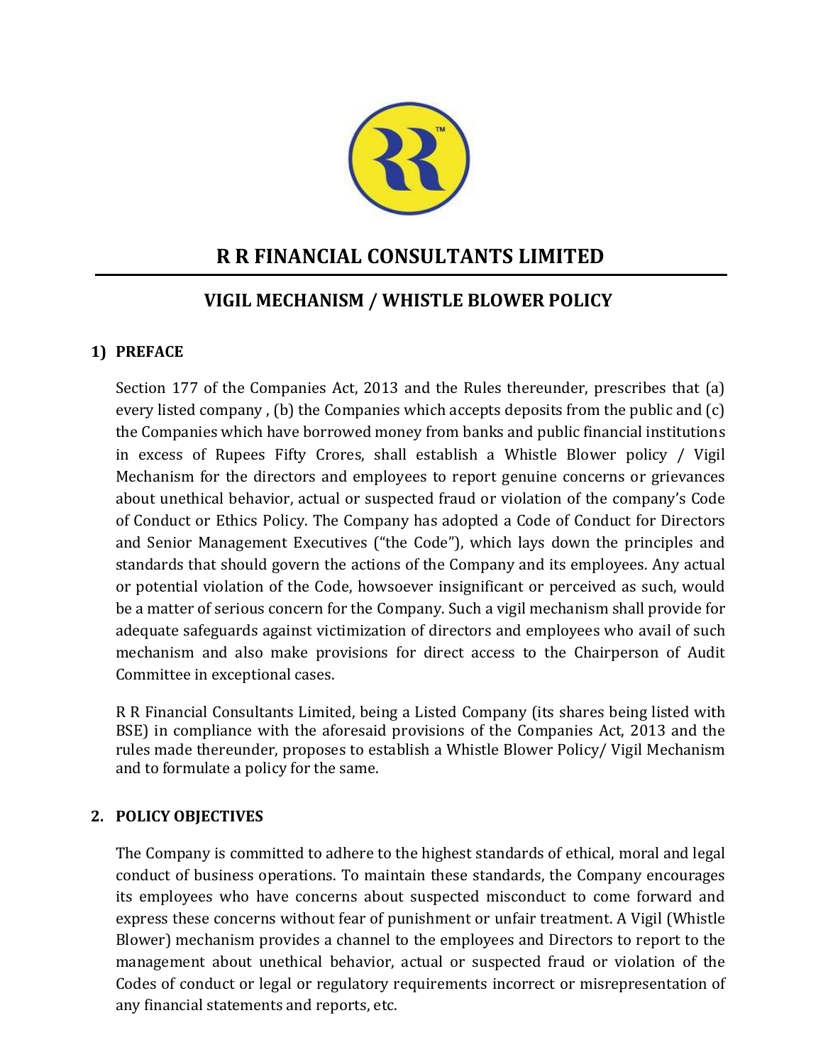# R R FINANCIAL CONSULTANTS LIMITED

## VIGIL MECHANISM / WHISTLE BLOWER POLICY

### 1) PREFACE

Section 177 of the Companies Act, 2013 and the Rules thereunder, prescribes that (a) every listed company , (b) the Companies which accepts deposits from the public and (c) the Companies which have borrowed money from banks and public financial institutions in excess of Rupees Fifty Crores, shall establish a Whistle Blower policy / Vigil Mechanism for the directors and employees to report genuine concerns or grievances about unethical behavior, actual or suspected fraud or violation of the company's Code of Conduct or Ethics Policy. The Company has adopted a Code of Conduct for Directors and Senior Management Executives ("the Code"), which lays down the principles and standards that should govern the actions of the Company and its employees. Any actual or potential violation of the Code, howsoever insignificant or perceived as such, would be a matter of serious concern for the Company. Such a vigil mechanism shall provide for adequate safeguards against victimization of directors and employees who avail of such mechanism and also make provisions for direct access to the Chairperson of Audit Committee in exceptional cases.

R R Financial Consultants Limited, being a Listed Company (its shares being listed with BSE) in compliance with the aforesaid provisions of the Companies Act, 2013 and the rules made thereunder, proposes to establish a Whistle Blower Policy/ Vigil Mechanism and to formulate a policy for the same.

### 2. POLICY OBJECTIVES

The Company is committed to adhere to the highest standards of ethical, moral and legal conduct of business operations. To maintain these standards, the Company encourages its employees who have concerns about suspected misconduct to come forward and express these concerns without fear of punishment or unfair treatment. A Vigil (Whistle Blower) mechanism provides a channel to the employees and Directors to report to the management about unethical behavior, actual or suspected fraud or violation of the Codes of conduct or legal or regulatory requirements incorrect or misrepresentation of any financial statements and reports, etc.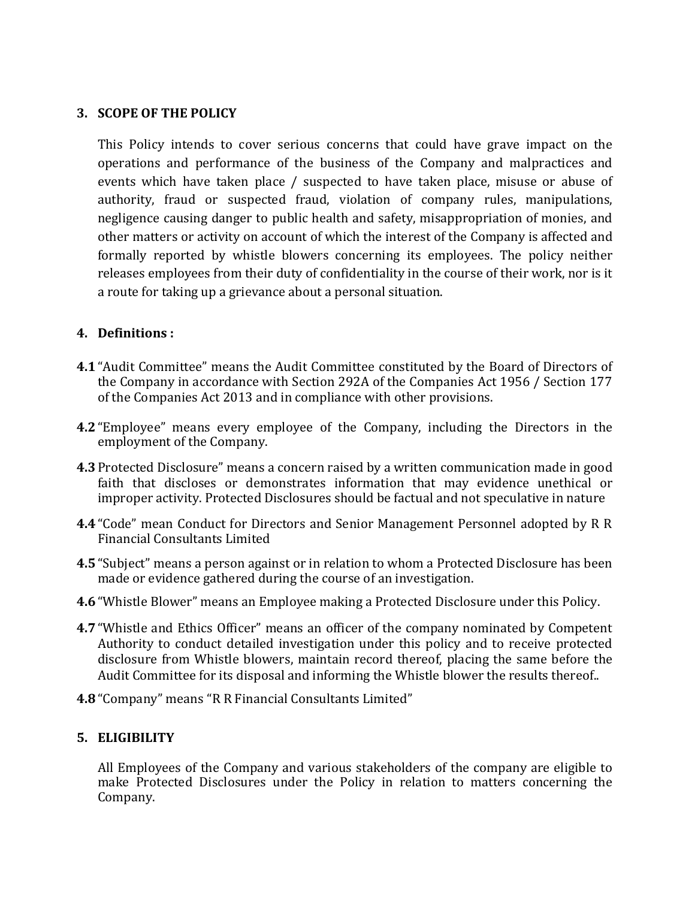## 3. SCOPE OF THE POLICY

This Policy intends to cover serious concerns that could have grave impact on the operations and performance of the business of the Company and malpractices and events which have taken place / suspected to have taken place, misuse or abuse of authority, fraud or suspected fraud, violation of company rules, manipulations, negligence causing danger to public health and safety, misappropriation of monies, and other matters or activity on account of which the interest of the Company is affected and formally reported by whistle blowers concerning its employees. The policy neither releases employees from their duty of confidentiality in the course of their work, nor is it a route for taking up a grievance about a personal situation.

## 4. Definitions :

**4.1** "Audit Committee" means the Audit Committee constituted by the Board of Directors of the Company in accordance with Section 292A of the Companies Act 1956 / Section 177 of the Companies Act 2013 and in compliance with other provisions.

**4.2** "Employee" means every employee of the Company, including the Directors in the employment of the Company.

**4.3** Protected Disclosure" means a concern raised by a written communication made in good faith that discloses or demonstrates information that may evidence unethical or improper activity. Protected Disclosures should be factual and not speculative in nature

**4.4** "Code" mean Conduct for Directors and Senior Management Personnel adopted by R R Financial Consultants Limited

**4.5** "Subject" means a person against or in relation to whom a Protected Disclosure has been made or evidence gathered during the course of an investigation.

**4.6** "Whistle Blower" means an Employee making a Protected Disclosure under this Policy.

**4.7** "Whistle and Ethics Officer" means an officer of the company nominated by Competent Authority to conduct detailed investigation under this policy and to receive protected disclosure from Whistle blowers, maintain record thereof, placing the same before the Audit Committee for its disposal and informing the Whistle blower the results thereof..

**4.8** "Company" means "R R Financial Consultants Limited"

## 5. ELIGIBILITY

All Employees of the Company and various stakeholders of the company are eligible to make Protected Disclosures under the Policy in relation to matters concerning the Company.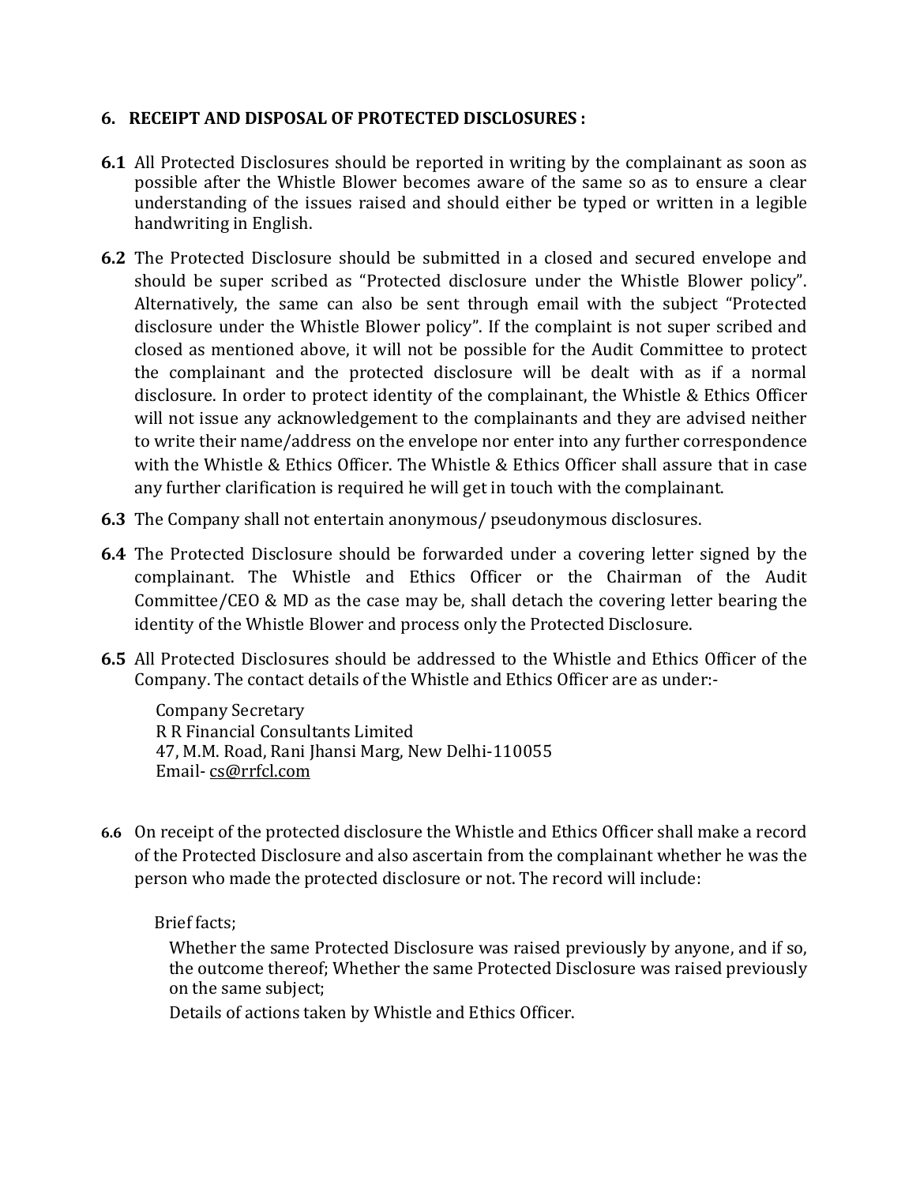## 6. RECEIPT AND DISPOSAL OF PROTECTED DISCLOSURES :

**6.1** All Protected Disclosures should be reported in writing by the complainant as soon as possible after the Whistle Blower becomes aware of the same so as to ensure a clear understanding of the issues raised and should either be typed or written in a legible handwriting in English.

**6.2** The Protected Disclosure should be submitted in a closed and secured envelope and should be super scribed as "Protected disclosure under the Whistle Blower policy". Alternatively, the same can also be sent through email with the subject "Protected disclosure under the Whistle Blower policy". If the complaint is not super scribed and closed as mentioned above, it will not be possible for the Audit Committee to protect the complainant and the protected disclosure will be dealt with as if a normal disclosure. In order to protect identity of the complainant, the Whistle & Ethics Officer will not issue any acknowledgement to the complainants and they are advised neither to write their name/address on the envelope nor enter into any further correspondence with the Whistle & Ethics Officer. The Whistle & Ethics Officer shall assure that in case any further clarification is required he will get in touch with the complainant.

**6.3** The Company shall not entertain anonymous/ pseudonymous disclosures.

**6.4** The Protected Disclosure should be forwarded under a covering letter signed by the complainant. The Whistle and Ethics Officer or the Chairman of the Audit Committee/CEO & MD as the case may be, shall detach the covering letter bearing the identity of the Whistle Blower and process only the Protected Disclosure.

**6.5** All Protected Disclosures should be addressed to the Whistle and Ethics Officer of the Company. The contact details of the Whistle and Ethics Officer are as under:-

Company Secretary
R R Financial Consultants Limited
47, M.M. Road, Rani Jhansi Marg, New Delhi-110055
Email- cs@rrfcl.com

**6.6** On receipt of the protected disclosure the Whistle and Ethics Officer shall make a record of the Protected Disclosure and also ascertain from the complainant whether he was the person who made the protected disclosure or not. The record will include:

Brief facts;

Whether the same Protected Disclosure was raised previously by anyone, and if so, the outcome thereof; Whether the same Protected Disclosure was raised previously on the same subject;

Details of actions taken by Whistle and Ethics Officer.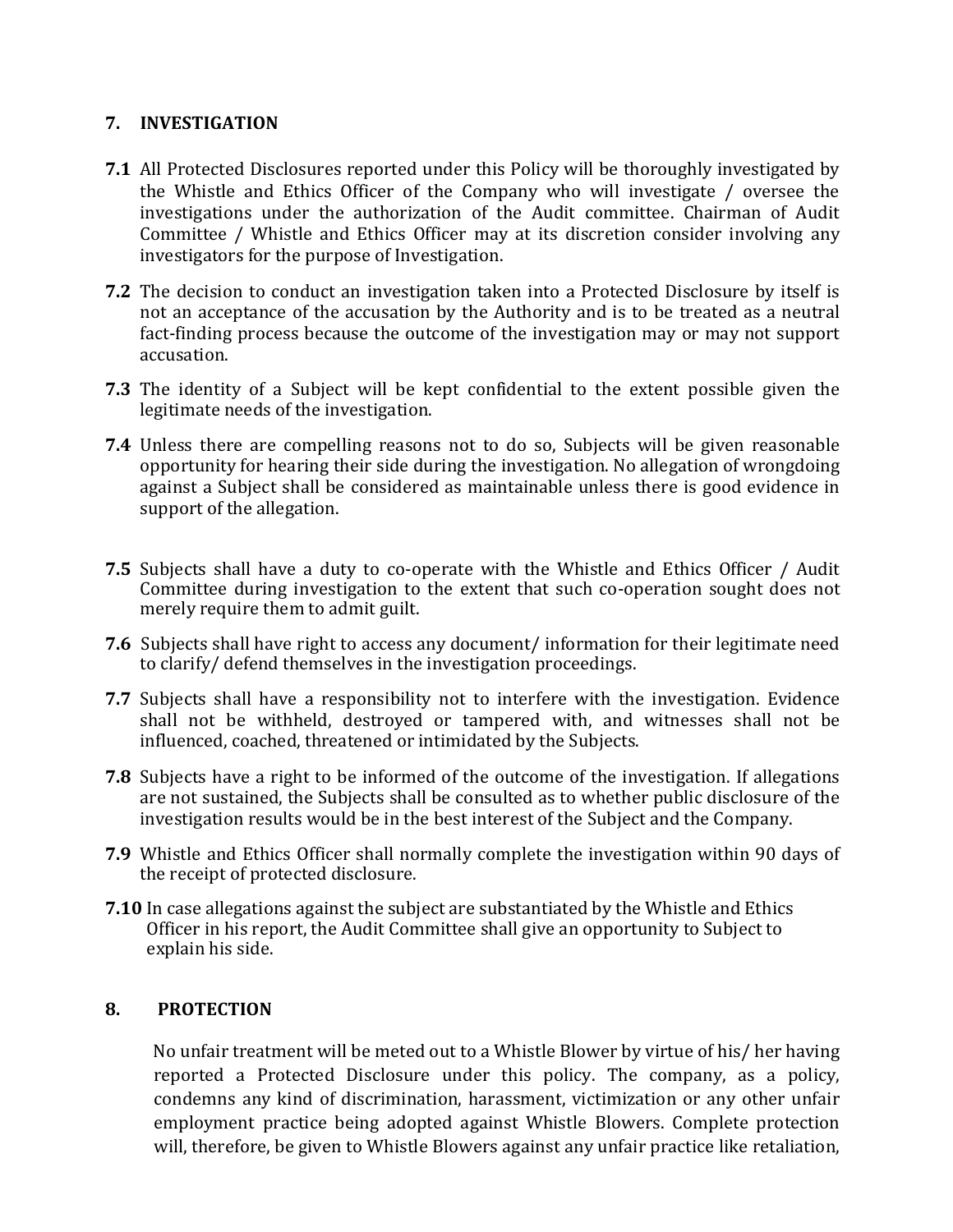## 7. INVESTIGATION

**7.1** All Protected Disclosures reported under this Policy will be thoroughly investigated by the Whistle and Ethics Officer of the Company who will investigate / oversee the investigations under the authorization of the Audit committee. Chairman of Audit Committee / Whistle and Ethics Officer may at its discretion consider involving any investigators for the purpose of Investigation.

**7.2** The decision to conduct an investigation taken into a Protected Disclosure by itself is not an acceptance of the accusation by the Authority and is to be treated as a neutral fact-finding process because the outcome of the investigation may or may not support accusation.

**7.3** The identity of a Subject will be kept confidential to the extent possible given the legitimate needs of the investigation.

**7.4** Unless there are compelling reasons not to do so, Subjects will be given reasonable opportunity for hearing their side during the investigation. No allegation of wrongdoing against a Subject shall be considered as maintainable unless there is good evidence in support of the allegation.

**7.5** Subjects shall have a duty to co-operate with the Whistle and Ethics Officer / Audit Committee during investigation to the extent that such co-operation sought does not merely require them to admit guilt.

**7.6** Subjects shall have right to access any document/ information for their legitimate need to clarify/ defend themselves in the investigation proceedings.

**7.7** Subjects shall have a responsibility not to interfere with the investigation. Evidence shall not be withheld, destroyed or tampered with, and witnesses shall not be influenced, coached, threatened or intimidated by the Subjects.

**7.8** Subjects have a right to be informed of the outcome of the investigation. If allegations are not sustained, the Subjects shall be consulted as to whether public disclosure of the investigation results would be in the best interest of the Subject and the Company.

**7.9** Whistle and Ethics Officer shall normally complete the investigation within 90 days of the receipt of protected disclosure.

**7.10** In case allegations against the subject are substantiated by the Whistle and Ethics Officer in his report, the Audit Committee shall give an opportunity to Subject to explain his side.

## 8. PROTECTION

No unfair treatment will be meted out to a Whistle Blower by virtue of his/ her having reported a Protected Disclosure under this policy. The company, as a policy, condemns any kind of discrimination, harassment, victimization or any other unfair employment practice being adopted against Whistle Blowers. Complete protection will, therefore, be given to Whistle Blowers against any unfair practice like retaliation,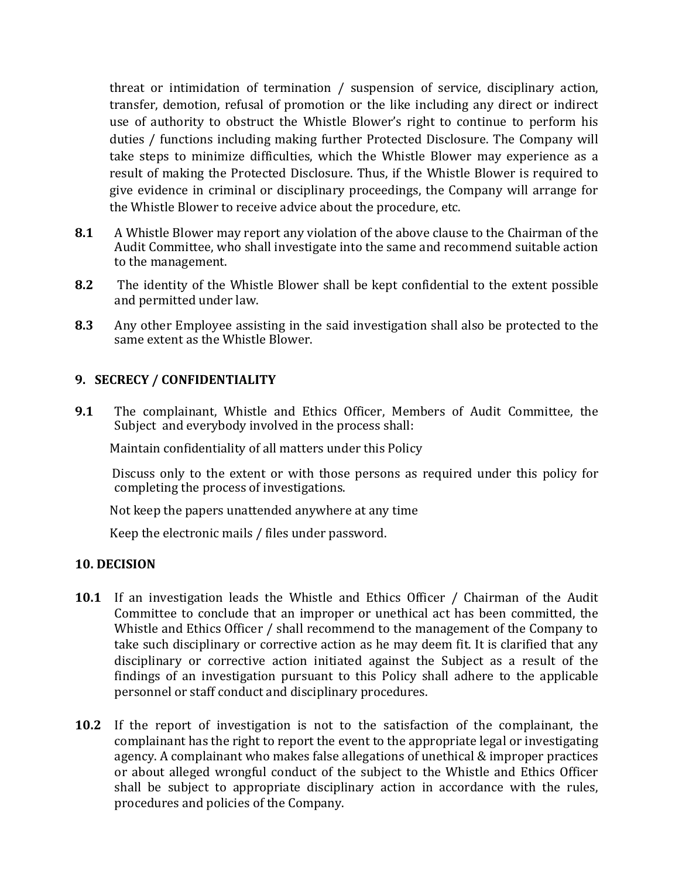threat or intimidation of termination / suspension of service, disciplinary action, transfer, demotion, refusal of promotion or the like including any direct or indirect use of authority to obstruct the Whistle Blower's right to continue to perform his duties / functions including making further Protected Disclosure. The Company will take steps to minimize difficulties, which the Whistle Blower may experience as a result of making the Protected Disclosure. Thus, if the Whistle Blower is required to give evidence in criminal or disciplinary proceedings, the Company will arrange for the Whistle Blower to receive advice about the procedure, etc.

**8.1** A Whistle Blower may report any violation of the above clause to the Chairman of the Audit Committee, who shall investigate into the same and recommend suitable action to the management.

**8.2** The identity of the Whistle Blower shall be kept confidential to the extent possible and permitted under law.

**8.3** Any other Employee assisting in the said investigation shall also be protected to the same extent as the Whistle Blower.

## 9. SECRECY / CONFIDENTIALITY

**9.1** The complainant, Whistle and Ethics Officer, Members of Audit Committee, the Subject and everybody involved in the process shall:

Maintain confidentiality of all matters under this Policy

Discuss only to the extent or with those persons as required under this policy for completing the process of investigations.

Not keep the papers unattended anywhere at any time

Keep the electronic mails / files under password.

## 10. DECISION

**10.1** If an investigation leads the Whistle and Ethics Officer / Chairman of the Audit Committee to conclude that an improper or unethical act has been committed, the Whistle and Ethics Officer / shall recommend to the management of the Company to take such disciplinary or corrective action as he may deem fit. It is clarified that any disciplinary or corrective action initiated against the Subject as a result of the findings of an investigation pursuant to this Policy shall adhere to the applicable personnel or staff conduct and disciplinary procedures.

**10.2** If the report of investigation is not to the satisfaction of the complainant, the complainant has the right to report the event to the appropriate legal or investigating agency. A complainant who makes false allegations of unethical & improper practices or about alleged wrongful conduct of the subject to the Whistle and Ethics Officer shall be subject to appropriate disciplinary action in accordance with the rules, procedures and policies of the Company.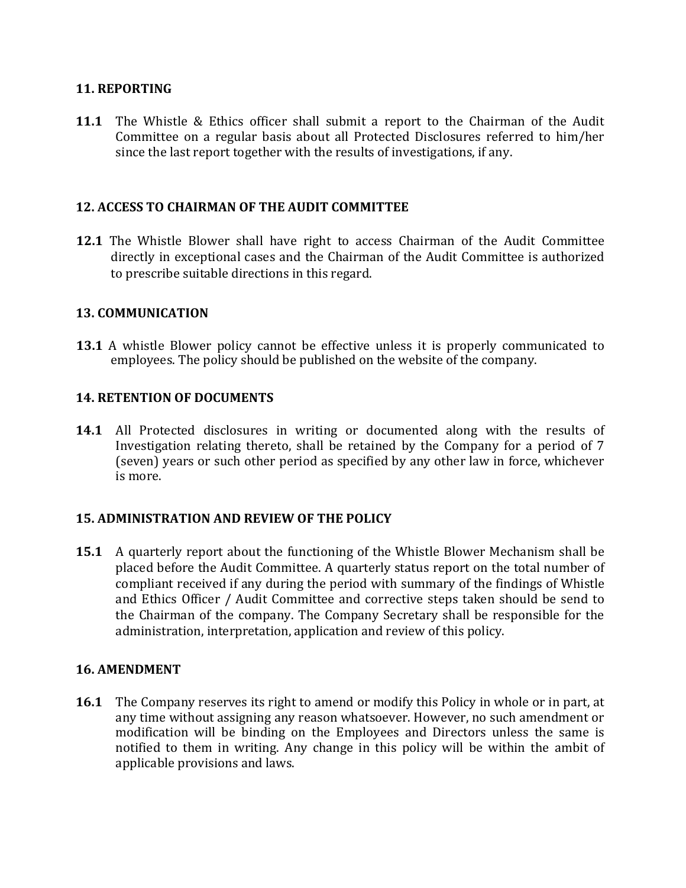## 11. REPORTING

**11.1** The Whistle & Ethics officer shall submit a report to the Chairman of the Audit Committee on a regular basis about all Protected Disclosures referred to him/her since the last report together with the results of investigations, if any.

## 12. ACCESS TO CHAIRMAN OF THE AUDIT COMMITTEE

**12.1** The Whistle Blower shall have right to access Chairman of the Audit Committee directly in exceptional cases and the Chairman of the Audit Committee is authorized to prescribe suitable directions in this regard.

## 13. COMMUNICATION

**13.1** A whistle Blower policy cannot be effective unless it is properly communicated to employees. The policy should be published on the website of the company.

## 14. RETENTION OF DOCUMENTS

**14.1** All Protected disclosures in writing or documented along with the results of Investigation relating thereto, shall be retained by the Company for a period of 7 (seven) years or such other period as specified by any other law in force, whichever is more.

## 15. ADMINISTRATION AND REVIEW OF THE POLICY

**15.1** A quarterly report about the functioning of the Whistle Blower Mechanism shall be placed before the Audit Committee. A quarterly status report on the total number of compliant received if any during the period with summary of the findings of Whistle and Ethics Officer / Audit Committee and corrective steps taken should be send to the Chairman of the company. The Company Secretary shall be responsible for the administration, interpretation, application and review of this policy.

## 16. AMENDMENT

**16.1** The Company reserves its right to amend or modify this Policy in whole or in part, at any time without assigning any reason whatsoever. However, no such amendment or modification will be binding on the Employees and Directors unless the same is notified to them in writing. Any change in this policy will be within the ambit of applicable provisions and laws.